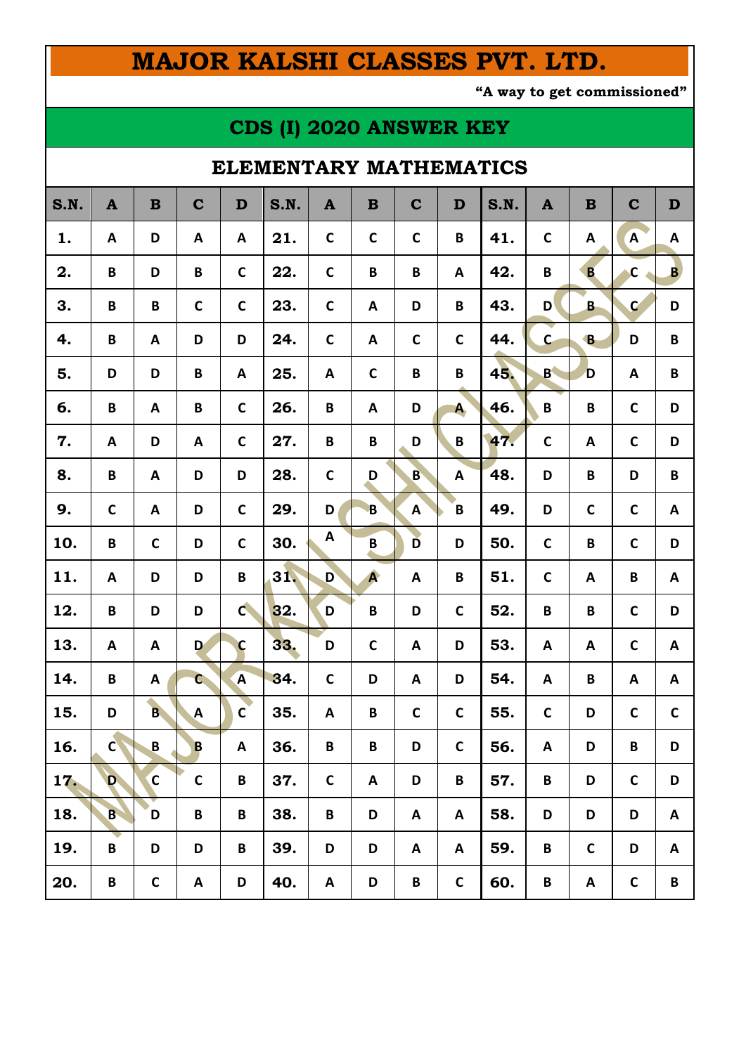# MAJOR KALSHI CLASSES PVT. LTD.

**"A way to get commissioned"**

## CDS (I) 2020 ANSWER KEY

## ELEMENTARY MATHEMATICS

| S.N. | A | B | C | D | S.N. | A | B | C | D | S.N. | A | B | C | D |
|---|---|---|---|---|---|---|---|---|---|---|---|---|---|---|
| 1. | A | D | A | A | 21. | C | C | C | B | 41. | C | A | A | A |
| 2. | B | D | B | C | 22. | C | B | B | A | 42. | B | B | C | B |
| 3. | B | B | C | C | 23. | C | A | D | B | 43. | D | B | C | D |
| 4. | B | A | D | D | 24. | C | A | C | C | 44. | C | B | D | B |
| 5. | D | D | B | A | 25. | A | C | B | B | 45. | B | D | A | B |
| 6. | B | A | B | C | 26. | B | A | D | A | 46. | B | B | C | D |
| 7. | A | D | A | C | 27. | B | B | D | B | 47. | C | A | C | D |
| 8. | B | A | D | D | 28. | C | D | B | A | 48. | D | B | D | B |
| 9. | C | A | D | C | 29. | D | B | A | B | 49. | D | C | C | A |
| 10. | B | C | D | C | 30. | A | B | D | D | 50. | C | B | C | D |
| 11. | A | D | D | B | 31. | D | A | A | B | 51. | C | A | B | A |
| 12. | B | D | D | C | 32. | D | B | D | C | 52. | B | B | C | D |
| 13. | A | A | D | C | 33. | D | C | A | D | 53. | A | A | C | A |
| 14. | B | A | C | A | 34. | C | D | A | D | 54. | A | B | A | A |
| 15. | D | B | A | C | 35. | A | B | C | C | 55. | C | D | C | C |
| 16. | C | B | B | A | 36. | B | B | D | C | 56. | A | D | B | D |
| 17. | D | C | C | B | 37. | C | A | D | B | 57. | B | D | C | D |
| 18. | B | D | B | B | 38. | B | D | A | A | 58. | D | D | D | A |
| 19. | B | D | D | B | 39. | D | D | A | A | 59. | B | C | D | A |
| 20. | B | C | A | D | 40. | A | D | B | C | 60. | B | A | C | B |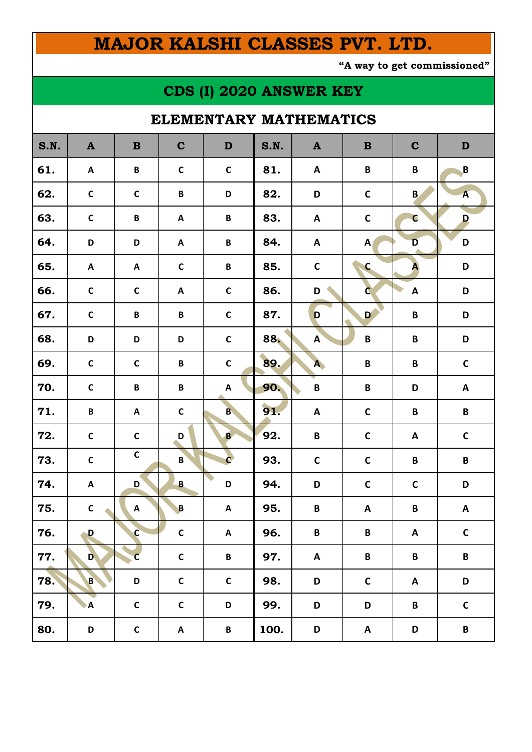# MAJOR KALSHI CLASSES PVT. LTD.

**"A way to get commissioned"**

## CDS (I) 2020 ANSWER KEY

## ELEMENTARY MATHEMATICS

| S.N. | A | B | C | D | S.N. | A | B | C | D |
|---|---|---|---|---|---|---|---|---|---|
| 61. | A | B | C | C | 81. | A | B | B | B |
| 62. | C | C | B | D | 82. | D | C | B | A |
| 63. | C | B | A | B | 83. | A | C | C | D |
| 64. | D | D | A | B | 84. | A | A | D | D |
| 65. | A | A | C | B | 85. | C | C | A | D |
| 66. | C | C | A | C | 86. | D | C | A | D |
| 67. | C | B | B | C | 87. | D | D | B | D |
| 68. | D | D | D | C | 88. | A | B | B | D |
| 69. | C | C | B | C | 89. | A | B | B | C |
| 70. | C | B | B | A | 90. | B | B | D | A |
| 71. | B | A | C | B | 91. | A | C | B | B |
| 72. | C | C | D | B | 92. | B | C | A | C |
| 73. | C | C | B | C | 93. | C | C | B | B |
| 74. | A | D | B | D | 94. | D | C | C | D |
| 75. | C | A | B | A | 95. | B | A | B | A |
| 76. | D | C | C | A | 96. | B | B | A | C |
| 77. | D | C | C | B | 97. | A | B | B | B |
| 78. | B | D | C | C | 98. | D | C | A | D |
| 79. | A | C | C | D | 99. | D | D | B | C |
| 80. | D | C | A | B | 100. | D | A | D | B |